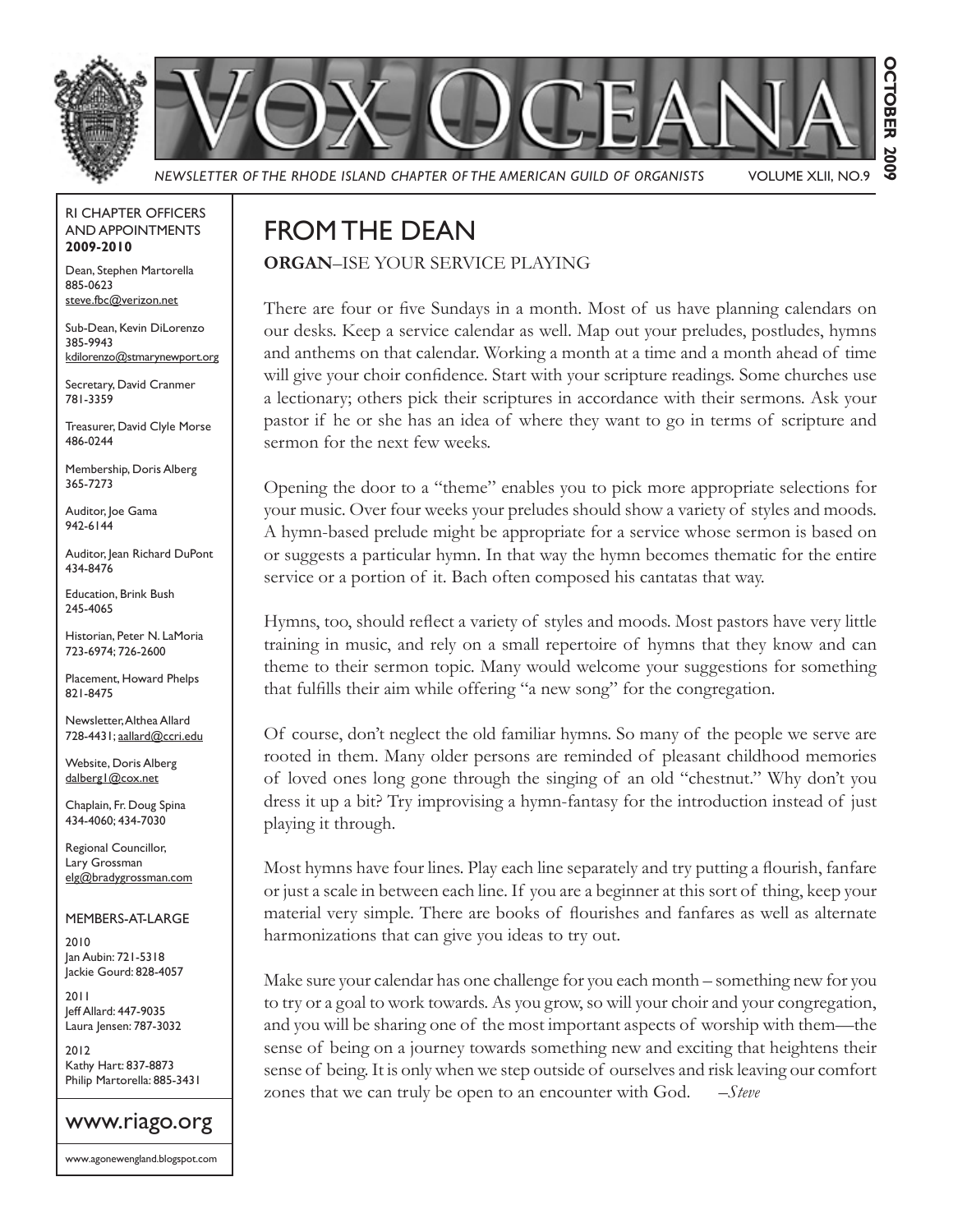# VOX OCEANA

*NEWSLETTER OF THE RHODE ISLAND CHAPTER OF THE AMERICAN GUILD OF ORGANISTS* VOLUME XLII, NO.9

**OCTOBER 2009**

## FROM THE DEAN

**ORGAN**–ISE YOUR SERVICE PLAYING

There are four or five Sundays in a month. Most of us have planning calendars on our desks. Keep a service calendar as well. Map out your preludes, postludes, hymns and anthems on that calendar. Working a month at a time and a month ahead of time will give your choir confidence. Start with your scripture readings. Some churches use a lectionary; others pick their scriptures in accordance with their sermons. Ask your pastor if he or she has an idea of where they want to go in terms of scripture and sermon for the next few weeks.

Opening the door to a "theme" enables you to pick more appropriate selections for your music. Over four weeks your preludes should show a variety of styles and moods. A hymn-based prelude might be appropriate for a service whose sermon is based on or suggests a particular hymn. In that way the hymn becomes thematic for the entire service or a portion of it. Bach often composed his cantatas that way.

Hymns, too, should reflect a variety of styles and moods. Most pastors have very little training in music, and rely on a small repertoire of hymns that they know and can theme to their sermon topic. Many would welcome your suggestions for something that fulfills their aim while offering "a new song" for the congregation.

Of course, don't neglect the old familiar hymns. So many of the people we serve are rooted in them. Many older persons are reminded of pleasant childhood memories of loved ones long gone through the singing of an old "chestnut." Why don't you dress it up a bit? Try improvising a hymn-fantasy for the introduction instead of just playing it through.

Most hymns have four lines. Play each line separately and try putting a flourish, fanfare or just a scale in between each line. If you are a beginner at this sort of thing, keep your material very simple. There are books of flourishes and fanfares as well as alternate harmonizations that can give you ideas to try out.

Make sure your calendar has one challenge for you each month – something new for you to try or a goal to work towards. As you grow, so will your choir and your congregation, and you will be sharing one of the most important aspects of worship with them—the sense of being on a journey towards something new and exciting that heightens their sense of being. It is only when we step outside of ourselves and risk leaving our comfort zones that we can truly be open to an encounter with God. *–Steve*

---

RI CHAPTER OFFICERS AND APPOINTMENTS **2009-2010**

Dean, Stephen Martorella
885-0623
steve.fbc@verizon.net

Sub-Dean, Kevin DiLorenzo
385-9943
kdilorenzo@stmarynewport.org

Secretary, David Cranmer
781-3359

Treasurer, David Clyle Morse
486-0244

Membership, Doris Alberg
365-7273

Auditor, Joe Gama
942-6144

Auditor, Jean Richard DuPont
434-8476

Education, Brink Bush
245-4065

Historian, Peter N. LaMoria
723-6974; 726-2600

Placement, Howard Phelps
821-8475

Newsletter, Althea Allard
728-4431; aallard@ccri.edu

Website, Doris Alberg
dalberg1@cox.net

Chaplain, Fr. Doug Spina
434-4060; 434-7030

Regional Councillor, Lary Grossman
elg@bradygrossman.com

MEMBERS-AT-LARGE

2010
Jan Aubin: 721-5318
Jackie Gourd: 828-4057

2011
Jeff Allard: 447-9035
Laura Jensen: 787-3032

2012
Kathy Hart: 837-8873
Philip Martorella: 885-3431

www.riago.org

www.agonewengland.blogspot.com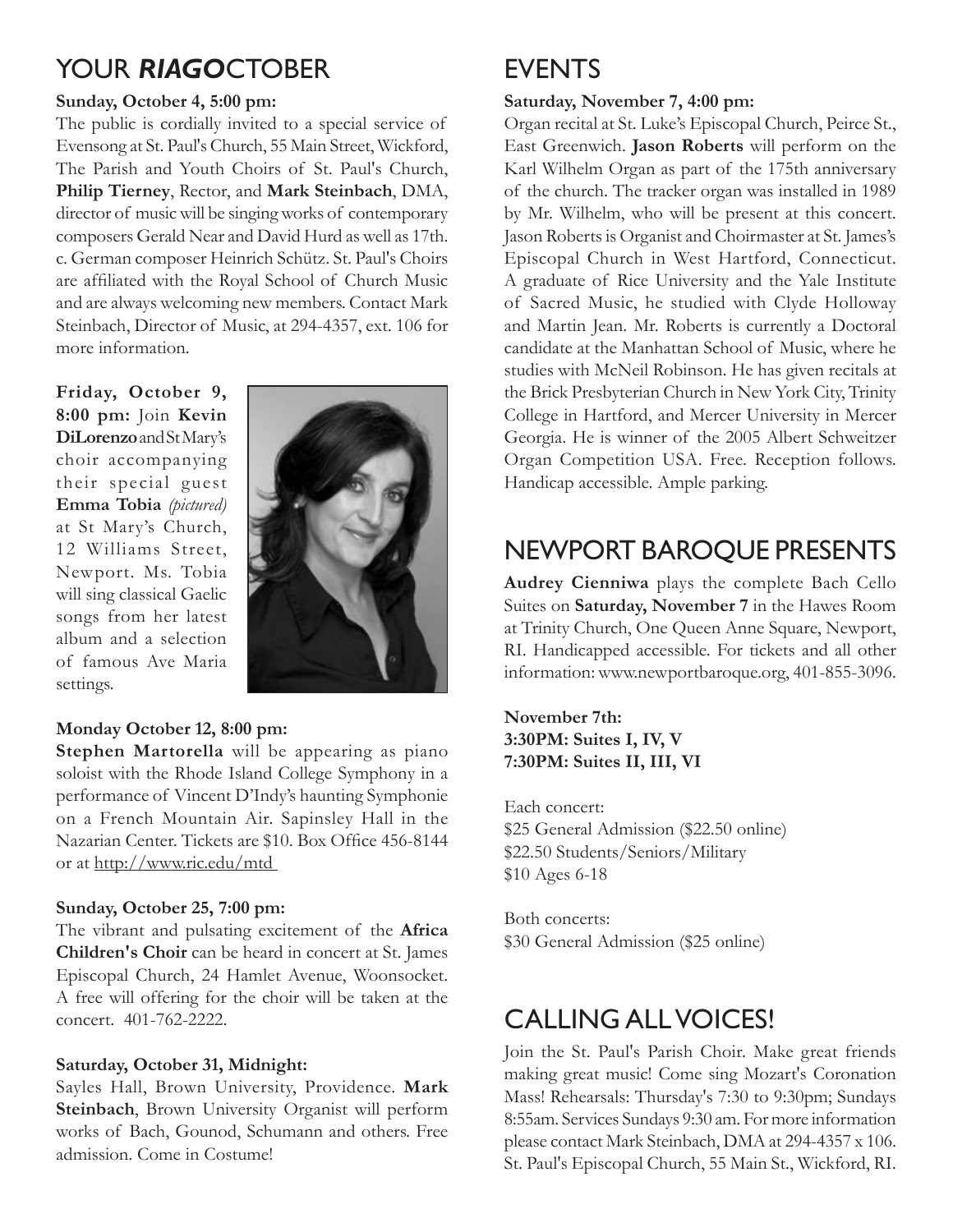## YOUR *RIAGO*CTOBER EVENTS

**Sunday, October 4, 5:00 pm:**

The public is cordially invited to a special service of Evensong at St. Paul's Church, 55 Main Street, Wickford, The Parish and Youth Choirs of St. Paul's Church, **Philip Tierney**, Rector, and **Mark Steinbach**, DMA, director of music will be singing works of contemporary composers Gerald Near and David Hurd as well as 17th. c. German composer Heinrich Schütz. St. Paul's Choirs are affiliated with the Royal School of Church Music and are always welcoming new members. Contact Mark Steinbach, Director of Music, at 294-4357, ext. 106 for more information.

**Friday, October 9, 8:00 pm:** Join **Kevin DiLorenzo** and St Mary's choir accompanying their special guest **Emma Tobia** *(pictured)* at St Mary's Church, 12 Williams Street, Newport. Ms. Tobia will sing classical Gaelic songs from her latest album and a selection of famous Ave Maria settings.

**Monday October 12, 8:00 pm:**

**Stephen Martorella** will be appearing as piano soloist with the Rhode Island College Symphony in a performance of Vincent D'Indy's haunting Symphonie on a French Mountain Air. Sapinsley Hall in the Nazarian Center. Tickets are $10. Box Office 456-8144 or at http://www.ric.edu/mtd

**Sunday, October 25, 7:00 pm:**

The vibrant and pulsating excitement of the **Africa Children's Choir** can be heard in concert at St. James Episcopal Church, 24 Hamlet Avenue, Woonsocket. A free will offering for the choir will be taken at the concert. 401-762-2222.

**Saturday, October 31, Midnight:**

Sayles Hall, Brown University, Providence. **Mark Steinbach**, Brown University Organist will perform works of Bach, Gounod, Schumann and others. Free admission. Come in Costume!

**Saturday, November 7, 4:00 pm:**

Organ recital at St. Luke's Episcopal Church, Peirce St., East Greenwich. **Jason Roberts** will perform on the Karl Wilhelm Organ as part of the 175th anniversary of the church. The tracker organ was installed in 1989 by Mr. Wilhelm, who will be present at this concert. Jason Roberts is Organist and Choirmaster at St. James's Episcopal Church in West Hartford, Connecticut. A graduate of Rice University and the Yale Institute of Sacred Music, he studied with Clyde Holloway and Martin Jean. Mr. Roberts is currently a Doctoral candidate at the Manhattan School of Music, where he studies with McNeil Robinson. He has given recitals at the Brick Presbyterian Church in New York City, Trinity College in Hartford, and Mercer University in Mercer Georgia. He is winner of the 2005 Albert Schweitzer Organ Competition USA. Free. Reception follows. Handicap accessible. Ample parking.

## NEWPORT BAROQUE PRESENTS

**Audrey Cienniwa** plays the complete Bach Cello Suites on **Saturday, November 7** in the Hawes Room at Trinity Church, One Queen Anne Square, Newport, RI. Handicapped accessible. For tickets and all other information: www.newportbaroque.org, 401-855-3096.

**November 7th:**
**3:30PM: Suites I, IV, V**
**7:30PM: Suites II, III, VI**

Each concert:
$25 General Admission ($22.50 online)
$22.50 Students/Seniors/Military
$10 Ages 6-18

Both concerts:
$30 General Admission ($25 online)

## CALLING ALL VOICES!

Join the St. Paul's Parish Choir. Make great friends making great music! Come sing Mozart's Coronation Mass! Rehearsals: Thursday's 7:30 to 9:30pm; Sundays 8:55am. Services Sundays 9:30 am. For more information please contact Mark Steinbach, DMA at 294-4357 x 106. St. Paul's Episcopal Church, 55 Main St., Wickford, RI.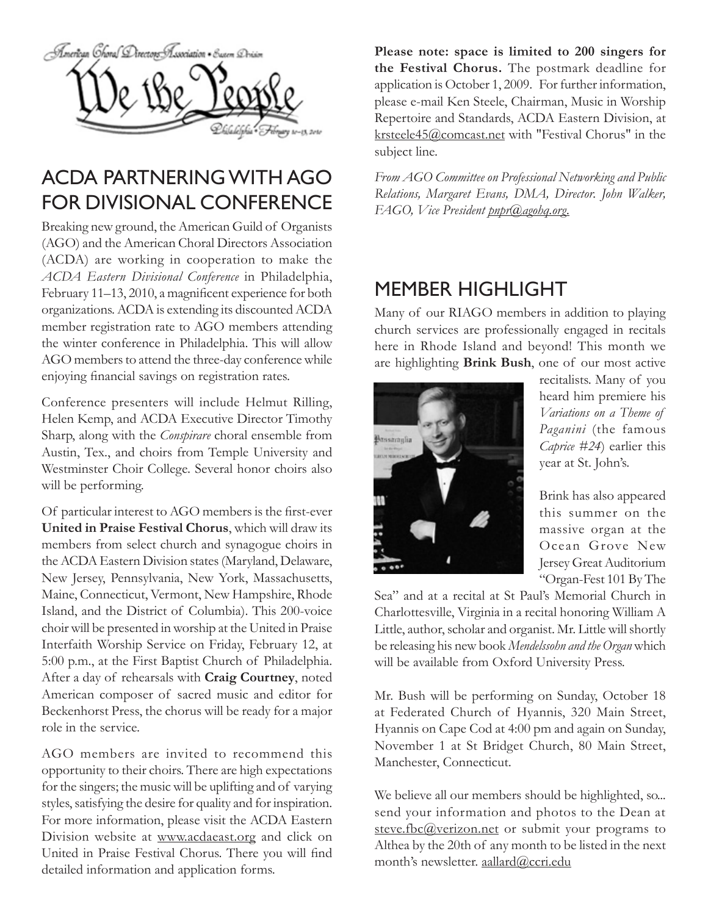## ACDA PARTNERING WITH AGO FOR DIVISIONAL CONFERENCE

Breaking new ground, the American Guild of Organists (AGO) and the American Choral Directors Association (ACDA) are working in cooperation to make the *ACDA Eastern Divisional Conference* in Philadelphia, February 11–13, 2010, a magnificent experience for both organizations. ACDA is extending its discounted ACDA member registration rate to AGO members attending the winter conference in Philadelphia. This will allow AGO members to attend the three-day conference while enjoying financial savings on registration rates.

Conference presenters will include Helmut Rilling, Helen Kemp, and ACDA Executive Director Timothy Sharp, along with the *Conspirare* choral ensemble from Austin, Tex., and choirs from Temple University and Westminster Choir College. Several honor choirs also will be performing.

Of particular interest to AGO members is the first-ever **United in Praise Festival Chorus**, which will draw its members from select church and synagogue choirs in the ACDA Eastern Division states (Maryland, Delaware, New Jersey, Pennsylvania, New York, Massachusetts, Maine, Connecticut, Vermont, New Hampshire, Rhode Island, and the District of Columbia). This 200-voice choir will be presented in worship at the United in Praise Interfaith Worship Service on Friday, February 12, at 5:00 p.m., at the First Baptist Church of Philadelphia. After a day of rehearsals with **Craig Courtney**, noted American composer of sacred music and editor for Beckenhorst Press, the chorus will be ready for a major role in the service.

AGO members are invited to recommend this opportunity to their choirs. There are high expectations for the singers; the music will be uplifting and of varying styles, satisfying the desire for quality and for inspiration. For more information, please visit the ACDA Eastern Division website at www.acdaeast.org and click on United in Praise Festival Chorus. There you will find detailed information and application forms.

**Please note: space is limited to 200 singers for the Festival Chorus.** The postmark deadline for application is October 1, 2009. For further information, please e-mail Ken Steele, Chairman, Music in Worship Repertoire and Standards, ACDA Eastern Division, at krsteele45@comcast.net with "Festival Chorus" in the subject line.

*From AGO Committee on Professional Networking and Public Relations, Margaret Evans, DMA, Director. John Walker, FAGO, Vice President pnpr@agohq.org.*

## MEMBER HIGHLIGHT

Many of our RIAGO members in addition to playing church services are professionally engaged in recitals here in Rhode Island and beyond! This month we are highlighting **Brink Bush**, one of our most active recitalists. Many of you heard him premiere his *Variations on a Theme of Paganini* (the famous *Caprice #24*) earlier this year at St. John's.

Brink has also appeared this summer on the massive organ at the Ocean Grove New Jersey Great Auditorium "Organ-Fest 101 By The Sea" and at a recital at St Paul's Memorial Church in Charlottesville, Virginia in a recital honoring William A Little, author, scholar and organist. Mr. Little will shortly be releasing his new book *Mendelssohn and the Organ* which will be available from Oxford University Press.

Mr. Bush will be performing on Sunday, October 18 at Federated Church of Hyannis, 320 Main Street, Hyannis on Cape Cod at 4:00 pm and again on Sunday, November 1 at St Bridget Church, 80 Main Street, Manchester, Connecticut.

We believe all our members should be highlighted, so... send your information and photos to the Dean at steve.fbc@verizon.net or submit your programs to Althea by the 20th of any month to be listed in the next month's newsletter. aallard@ccri.edu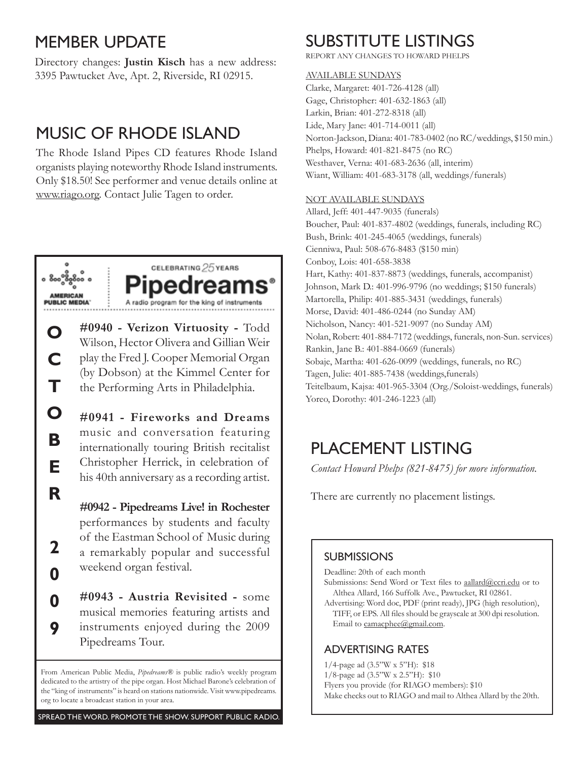## MEMBER UPDATE

Directory changes: **Justin Kisch** has a new address: 3395 Pawtucket Ave, Apt. 2, Riverside, RI 02915.

## MUSIC OF RHODE ISLAND

The Rhode Island Pipes CD features Rhode Island organists playing noteworthy Rhode Island instruments. Only $18.50! See performer and venue details online at www.riago.org. Contact Julie Tagen to order.

AMERICAN PUBLIC MEDIA

CELEBRATING 25 YEARS

## Pipedreams®

A radio program for the king of instruments

**OCTOBER 2009**

**#0940 - Verizon Virtuosity -** Todd Wilson, Hector Olivera and Gillian Weir play the Fred J. Cooper Memorial Organ (by Dobson) at the Kimmel Center for the Performing Arts in Philadelphia.

**#0941 - Fireworks and Dreams** music and conversation featuring internationally touring British recitalist Christopher Herrick, in celebration of his 40th anniversary as a recording artist.

**#0942 - Pipedreams Live! in Rochester** performances by students and faculty of the Eastman School of Music during a remarkably popular and successful weekend organ festival.

**#0943 - Austria Revisited -** some musical memories featuring artists and instruments enjoyed during the 2009 Pipedreams Tour.

From American Public Media, *Pipedreams*® is public radio's weekly program dedicated to the artistry of the pipe organ. Host Michael Barone's celebration of the "king of instruments" is heard on stations nationwide. Visit www.pipedreams.org to locate a broadcast station in your area.

SPREAD THE WORD. PROMOTE THE SHOW. SUPPORT PUBLIC RADIO.

## SUBSTITUTE LISTINGS

REPORT ANY CHANGES TO HOWARD PHELPS

AVAILABLE SUNDAYS

Clarke, Margaret: 401-726-4128 (all)
Gage, Christopher: 401-632-1863 (all)
Larkin, Brian: 401-272-8318 (all)
Lide, Mary Jane: 401-714-0011 (all)
Norton-Jackson, Diana: 401-783-0402 (no RC/weddings, $150 min.)
Phelps, Howard: 401-821-8475 (no RC)
Westhaver, Verna: 401-683-2636 (all, interim)
Wiant, William: 401-683-3178 (all, weddings/funerals)

NOT AVAILABLE SUNDAYS

Allard, Jeff: 401-447-9035 (funerals)
Boucher, Paul: 401-837-4802 (weddings, funerals, including RC)
Bush, Brink: 401-245-4065 (weddings, funerals)
Cienniwa, Paul: 508-676-8483 ($150 min)
Conboy, Lois: 401-658-3838
Hart, Kathy: 401-837-8873 (weddings, funerals, accompanist)
Johnson, Mark D.: 401-996-9796 (no weddings; $150 funerals)
Martorella, Philip: 401-885-3431 (weddings, funerals)
Morse, David: 401-486-0244 (no Sunday AM)
Nicholson, Nancy: 401-521-9097 (no Sunday AM)
Nolan, Robert: 401-884-7172 (weddings, funerals, non-Sun. services)
Rankin, Jane B.: 401-884-0669 (funerals)
Sobaje, Martha: 401-626-0099 (weddings, funerals, no RC)
Tagen, Julie: 401-885-7438 (weddings,funerals)
Teitelbaum, Kajsa: 401-965-3304 (Org./Soloist-weddings, funerals)
Yoreo, Dorothy: 401-246-1223 (all)

## PLACEMENT LISTING

*Contact Howard Phelps (821-8475) for more information.*

There are currently no placement listings.

### SUBMISSIONS

Deadline: 20th of each month
Submissions: Send Word or Text files to aallard@ccri.edu or to Althea Allard, 166 Suffolk Ave., Pawtucket, RI 02861.
Advertising: Word doc, PDF (print ready), JPG (high resolution), TIFF, or EPS. All files should be grayscale at 300 dpi resolution. Email to camacphee@gmail.com.

### ADVERTISING RATES

1/4-page ad (3.5"W x 5"H): $18
1/8-page ad (3.5"W x 2.5"H): $10
Flyers you provide (for RIAGO members): $10
Make checks out to RIAGO and mail to Althea Allard by the 20th.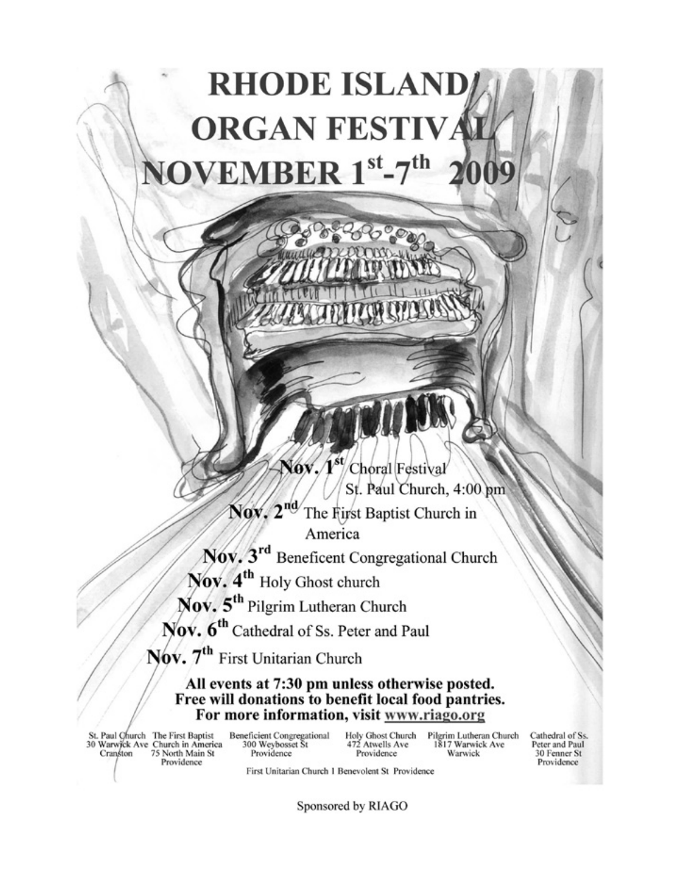# RHODE ISLAND ORGAN FESTIVAL NOVEMBER 1st-7th 2009

**Nov. 1st** Choral Festival St. Paul Church, 4:00 pm

**Nov. 2nd** The First Baptist Church in America

**Nov. 3rd** Beneficent Congregational Church

**Nov. 4th** Holy Ghost church

**Nov. 5th** Pilgrim Lutheran Church

**Nov. 6th** Cathedral of Ss. Peter and Paul

**Nov. 7th** First Unitarian Church

**All events at 7:30 pm unless otherwise posted.**
**Free will donations to benefit local food pantries.**
**For more information, visit www.riago.org**

St. Paul Church 30 Warwick Ave Cranston

The First Baptist Church in America 75 North Main St Providence

Beneficient Congregational 300 Weybosset St Providence

Holy Ghost Church 472 Atwells Ave Providence

Pilgrim Lutheran Church 1817 Warwick Ave Warwick

Cathedral of Ss. Peter and Paul 30 Fenner St Providence

First Unitarian Church 1 Benevolent St Providence

Sponsored by RIAGO